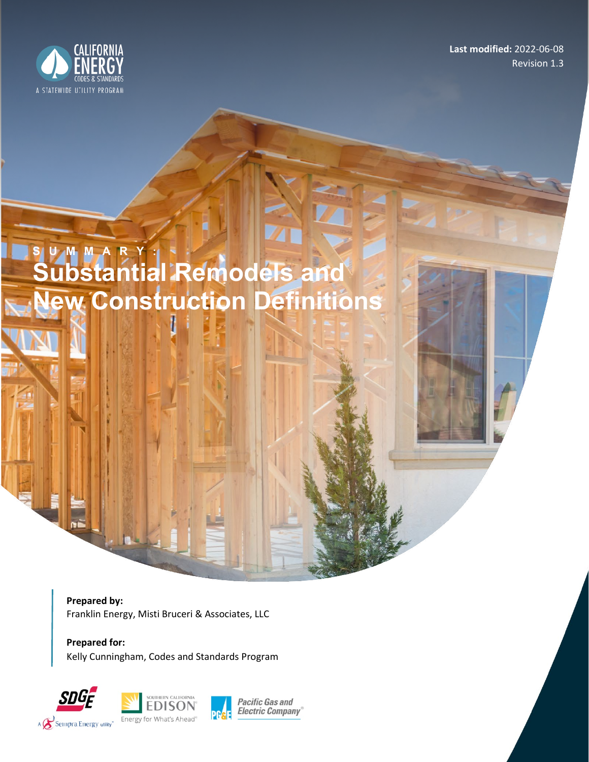CALIFORNIA ENERGY CODES & STANDARDS

A STATEWIDE UTILITY PROGRAM

**Last modified:** 2022-06-08

Revision 1.3

SUMMARY:

# Substantial Remodels and New Construction Definitions

**Prepared by:**

Franklin Energy, Misti Bruceri & Associates, LLC

**Prepared for:**

Kelly Cunningham, Codes and Standards Program

SDGE — A Sempra Energy utility

Southern California Edison — Energy for What's Ahead

Pacific Gas and Electric Company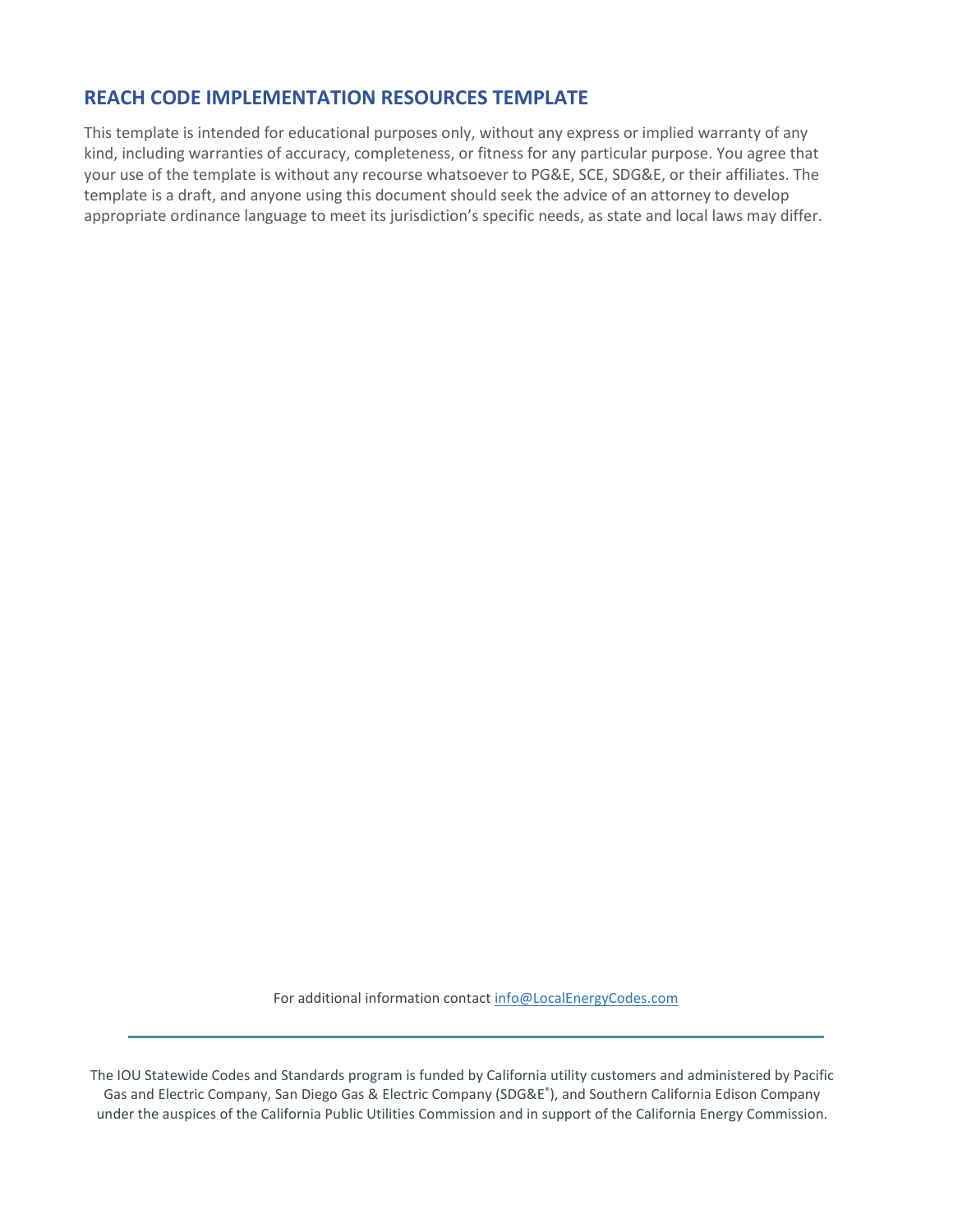## REACH CODE IMPLEMENTATION RESOURCES TEMPLATE

This template is intended for educational purposes only, without any express or implied warranty of any kind, including warranties of accuracy, completeness, or fitness for any particular purpose. You agree that your use of the template is without any recourse whatsoever to PG&E, SCE, SDG&E, or their affiliates. The template is a draft, and anyone using this document should seek the advice of an attorney to develop appropriate ordinance language to meet its jurisdiction's specific needs, as state and local laws may differ.

For additional information contact [info@LocalEnergyCodes.com](mailto:info@LocalEnergyCodes.com)

---

The IOU Statewide Codes and Standards program is funded by California utility customers and administered by Pacific Gas and Electric Company, San Diego Gas & Electric Company (SDG&E®), and Southern California Edison Company under the auspices of the California Public Utilities Commission and in support of the California Energy Commission.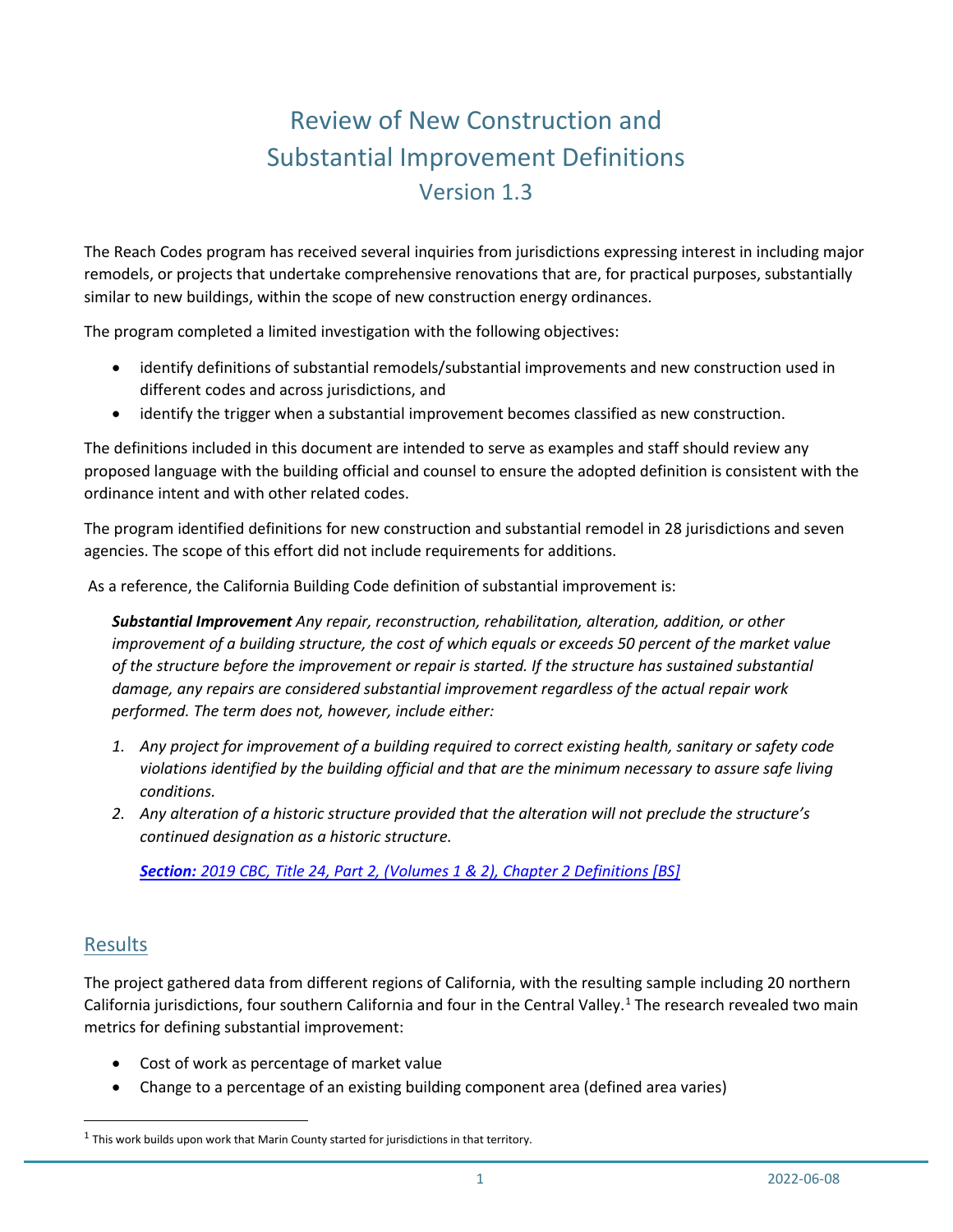# Review of New Construction and Substantial Improvement Definitions

## Version 1.3

The Reach Codes program has received several inquiries from jurisdictions expressing interest in including major remodels, or projects that undertake comprehensive renovations that are, for practical purposes, substantially similar to new buildings, within the scope of new construction energy ordinances.

The program completed a limited investigation with the following objectives:

- identify definitions of substantial remodels/substantial improvements and new construction used in different codes and across jurisdictions, and
- identify the trigger when a substantial improvement becomes classified as new construction.

The definitions included in this document are intended to serve as examples and staff should review any proposed language with the building official and counsel to ensure the adopted definition is consistent with the ordinance intent and with other related codes.

The program identified definitions for new construction and substantial remodel in 28 jurisdictions and seven agencies. The scope of this effort did not include requirements for additions.

As a reference, the California Building Code definition of substantial improvement is:

> ***Substantial Improvement*** *Any repair, reconstruction, rehabilitation, alteration, addition, or other improvement of a building structure, the cost of which equals or exceeds 50 percent of the market value of the structure before the improvement or repair is started. If the structure has sustained substantial damage, any repairs are considered substantial improvement regardless of the actual repair work performed. The term does not, however, include either:*
>
> 1. *Any project for improvement of a building required to correct existing health, sanitary or safety code violations identified by the building official and that are the minimum necessary to assure safe living conditions.*
> 2. *Any alteration of a historic structure provided that the alteration will not preclude the structure's continued designation as a historic structure.*
>
> ***Section:*** *2019 CBC, Title 24, Part 2, (Volumes 1 & 2), Chapter 2 Definitions [BS]*

## Results

The project gathered data from different regions of California, with the resulting sample including 20 northern California jurisdictions, four southern California and four in the Central Valley.[1] The research revealed two main metrics for defining substantial improvement:

- Cost of work as percentage of market value
- Change to a percentage of an existing building component area (defined area varies)

[1] This work builds upon work that Marin County started for jurisdictions in that territory.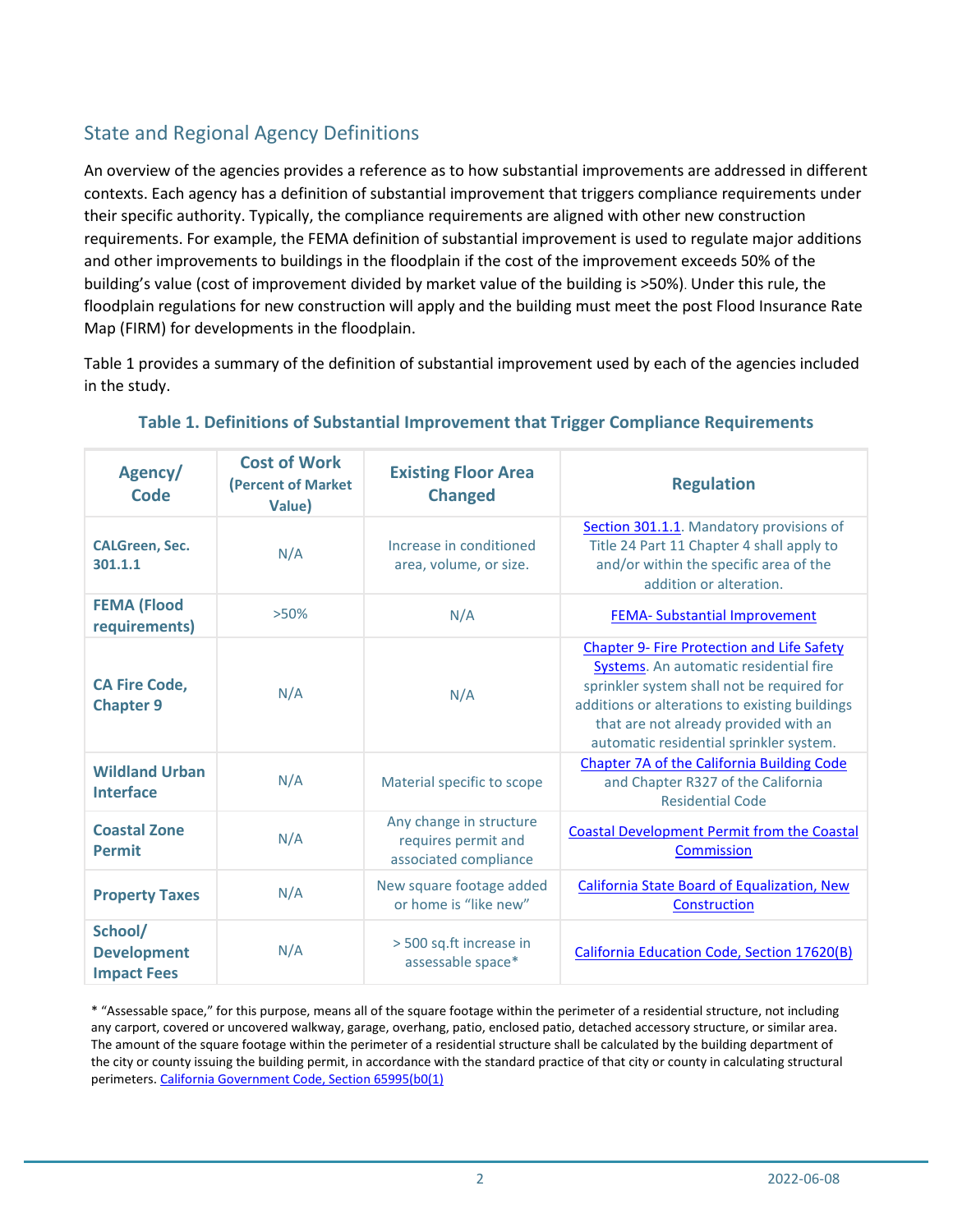## State and Regional Agency Definitions

An overview of the agencies provides a reference as to how substantial improvements are addressed in different contexts. Each agency has a definition of substantial improvement that triggers compliance requirements under their specific authority. Typically, the compliance requirements are aligned with other new construction requirements. For example, the FEMA definition of substantial improvement is used to regulate major additions and other improvements to buildings in the floodplain if the cost of the improvement exceeds 50% of the building's value (cost of improvement divided by market value of the building is >50%). Under this rule, the floodplain regulations for new construction will apply and the building must meet the post Flood Insurance Rate Map (FIRM) for developments in the floodplain.

Table 1 provides a summary of the definition of substantial improvement used by each of the agencies included in the study.

**Table 1. Definitions of Substantial Improvement that Trigger Compliance Requirements**

| Agency/ Code | Cost of Work (Percent of Market Value) | Existing Floor Area Changed | Regulation |
|---|---|---|---|
| **CALGreen, Sec. 301.1.1** | N/A | Increase in conditioned area, volume, or size. | Section 301.1.1. Mandatory provisions of Title 24 Part 11 Chapter 4 shall apply to and/or within the specific area of the addition or alteration. |
| **FEMA (Flood requirements)** | >50% | N/A | FEMA- Substantial Improvement |
| **CA Fire Code, Chapter 9** | N/A | N/A | Chapter 9- Fire Protection and Life Safety Systems. An automatic residential fire sprinkler system shall not be required for additions or alterations to existing buildings that are not already provided with an automatic residential sprinkler system. |
| **Wildland Urban Interface** | N/A | Material specific to scope | Chapter 7A of the California Building Code and Chapter R327 of the California Residential Code |
| **Coastal Zone Permit** | N/A | Any change in structure requires permit and associated compliance | Coastal Development Permit from the Coastal Commission |
| **Property Taxes** | N/A | New square footage added or home is "like new" | California State Board of Equalization, New Construction |
| **School/ Development Impact Fees** | N/A | > 500 sq.ft increase in assessable space* | California Education Code, Section 17620(B) |

* "Assessable space," for this purpose, means all of the square footage within the perimeter of a residential structure, not including any carport, covered or uncovered walkway, garage, overhang, patio, enclosed patio, detached accessory structure, or similar area. The amount of the square footage within the perimeter of a residential structure shall be calculated by the building department of the city or county issuing the building permit, in accordance with the standard practice of that city or county in calculating structural perimeters. California Government Code, Section 65995(b0(1)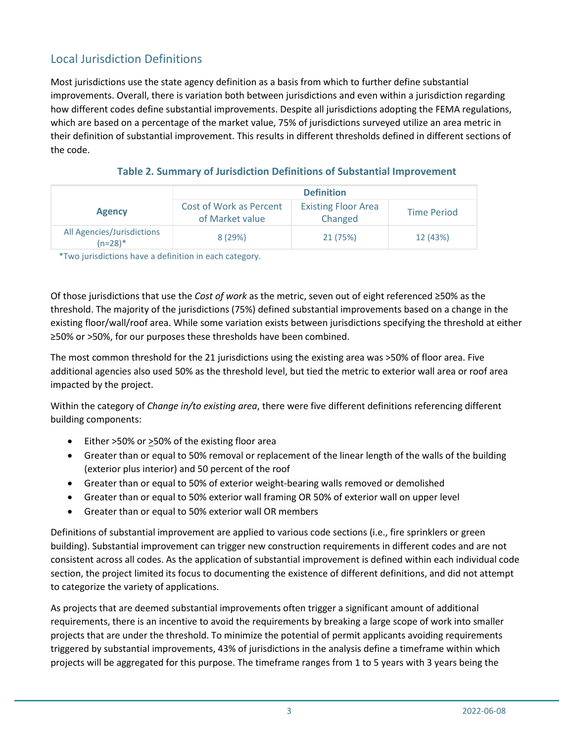## Local Jurisdiction Definitions

Most jurisdictions use the state agency definition as a basis from which to further define substantial improvements. Overall, there is variation both between jurisdictions and even within a jurisdiction regarding how different codes define substantial improvements. Despite all jurisdictions adopting the FEMA regulations, which are based on a percentage of the market value, 75% of jurisdictions surveyed utilize an area metric in their definition of substantial improvement. This results in different thresholds defined in different sections of the code.

**Table 2. Summary of Jurisdiction Definitions of Substantial Improvement**

| Agency | Definition | | |
|---|---|---|---|
| | Cost of Work as Percent of Market value | Existing Floor Area Changed | Time Period |
| All Agencies/Jurisdictions (n=28)* | 8 (29%) | 21 (75%) | 12 (43%) |

*Two jurisdictions have a definition in each category.

Of those jurisdictions that use the *Cost of work* as the metric, seven out of eight referenced ≥50% as the threshold. The majority of the jurisdictions (75%) defined substantial improvements based on a change in the existing floor/wall/roof area. While some variation exists between jurisdictions specifying the threshold at either ≥50% or >50%, for our purposes these thresholds have been combined.

The most common threshold for the 21 jurisdictions using the existing area was >50% of floor area. Five additional agencies also used 50% as the threshold level, but tied the metric to exterior wall area or roof area impacted by the project.

Within the category of *Change in/to existing area*, there were five different definitions referencing different building components:

- Either >50% or ≥50% of the existing floor area
- Greater than or equal to 50% removal or replacement of the linear length of the walls of the building (exterior plus interior) and 50 percent of the roof
- Greater than or equal to 50% of exterior weight-bearing walls removed or demolished
- Greater than or equal to 50% exterior wall framing OR 50% of exterior wall on upper level
- Greater than or equal to 50% exterior wall OR members

Definitions of substantial improvement are applied to various code sections (i.e., fire sprinklers or green building). Substantial improvement can trigger new construction requirements in different codes and are not consistent across all codes. As the application of substantial improvement is defined within each individual code section, the project limited its focus to documenting the existence of different definitions, and did not attempt to categorize the variety of applications.

As projects that are deemed substantial improvements often trigger a significant amount of additional requirements, there is an incentive to avoid the requirements by breaking a large scope of work into smaller projects that are under the threshold. To minimize the potential of permit applicants avoiding requirements triggered by substantial improvements, 43% of jurisdictions in the analysis define a timeframe within which projects will be aggregated for this purpose. The timeframe ranges from 1 to 5 years with 3 years being the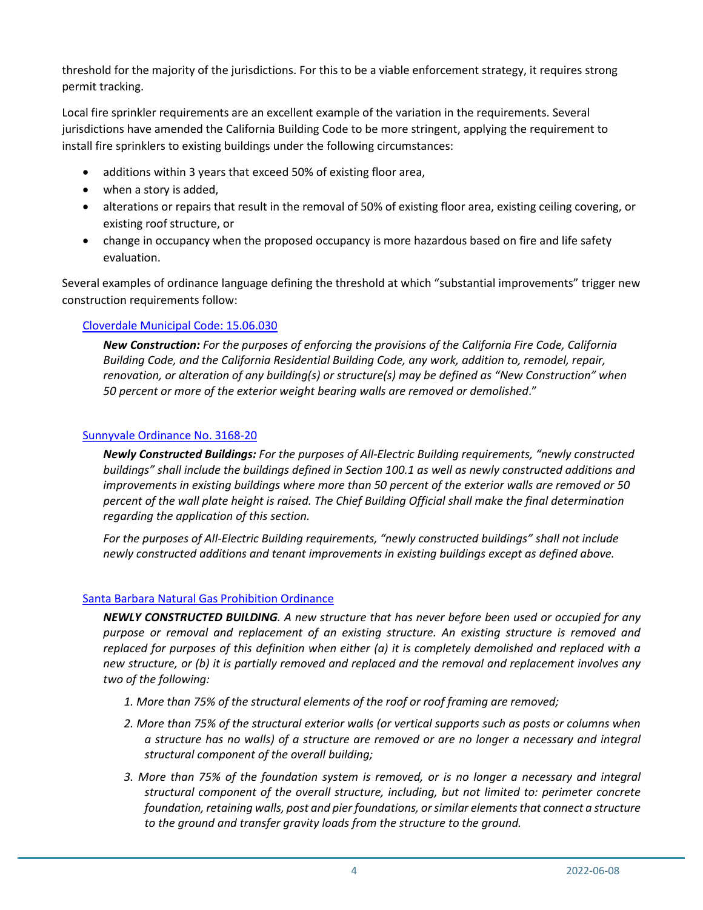threshold for the majority of the jurisdictions. For this to be a viable enforcement strategy, it requires strong permit tracking.

Local fire sprinkler requirements are an excellent example of the variation in the requirements. Several jurisdictions have amended the California Building Code to be more stringent, applying the requirement to install fire sprinklers to existing buildings under the following circumstances:

- additions within 3 years that exceed 50% of existing floor area,
- when a story is added,
- alterations or repairs that result in the removal of 50% of existing floor area, existing ceiling covering, or existing roof structure, or
- change in occupancy when the proposed occupancy is more hazardous based on fire and life safety evaluation.

Several examples of ordinance language defining the threshold at which "substantial improvements" trigger new construction requirements follow:

[Cloverdale Municipal Code: 15.06.030]

> ***New Construction:*** *For the purposes of enforcing the provisions of the California Fire Code, California Building Code, and the California Residential Building Code, any work, addition to, remodel, repair, renovation, or alteration of any building(s) or structure(s) may be defined as "New Construction" when 50 percent or more of the exterior weight bearing walls are removed or demolished*."

[Sunnyvale Ordinance No. 3168-20]

> ***Newly Constructed Buildings:*** *For the purposes of All-Electric Building requirements, "newly constructed buildings" shall include the buildings defined in Section 100.1 as well as newly constructed additions and improvements in existing buildings where more than 50 percent of the exterior walls are removed or 50 percent of the wall plate height is raised. The Chief Building Official shall make the final determination regarding the application of this section.*
>
> *For the purposes of All-Electric Building requirements, "newly constructed buildings" shall not include newly constructed additions and tenant improvements in existing buildings except as defined above.*

[Santa Barbara Natural Gas Prohibition Ordinance]

> ***NEWLY CONSTRUCTED BUILDING****. A new structure that has never before been used or occupied for any purpose or removal and replacement of an existing structure. An existing structure is removed and replaced for purposes of this definition when either (a) it is completely demolished and replaced with a new structure, or (b) it is partially removed and replaced and the removal and replacement involves any two of the following:*
>
> *1. More than 75% of the structural elements of the roof or roof framing are removed;*
>
> *2. More than 75% of the structural exterior walls (or vertical supports such as posts or columns when a structure has no walls) of a structure are removed or are no longer a necessary and integral structural component of the overall building;*
>
> *3. More than 75% of the foundation system is removed, or is no longer a necessary and integral structural component of the overall structure, including, but not limited to: perimeter concrete foundation, retaining walls, post and pier foundations, or similar elements that connect a structure to the ground and transfer gravity loads from the structure to the ground.*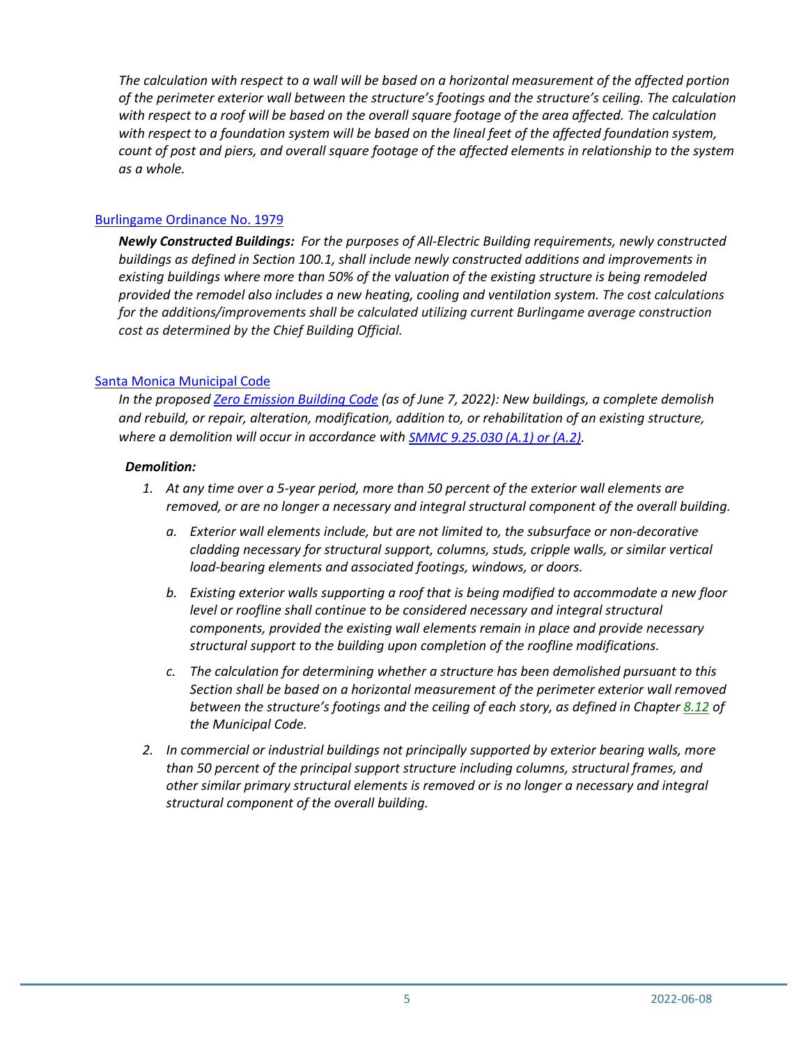*The calculation with respect to a wall will be based on a horizontal measurement of the affected portion of the perimeter exterior wall between the structure's footings and the structure's ceiling. The calculation with respect to a roof will be based on the overall square footage of the area affected. The calculation with respect to a foundation system will be based on the lineal feet of the affected foundation system, count of post and piers, and overall square footage of the affected elements in relationship to the system as a whole.*

Burlingame Ordinance No. 1979

***Newly Constructed Buildings:*** *For the purposes of All-Electric Building requirements, newly constructed buildings as defined in Section 100.1, shall include newly constructed additions and improvements in existing buildings where more than 50% of the valuation of the existing structure is being remodeled provided the remodel also includes a new heating, cooling and ventilation system. The cost calculations for the additions/improvements shall be calculated utilizing current Burlingame average construction cost as determined by the Chief Building Official.*

Santa Monica Municipal Code

*In the proposed Zero Emission Building Code (as of June 7, 2022): New buildings, a complete demolish and rebuild, or repair, alteration, modification, addition to, or rehabilitation of an existing structure, where a demolition will occur in accordance with SMMC 9.25.030 (A.1) or (A.2).*

***Demolition:***

1. *At any time over a 5-year period, more than 50 percent of the exterior wall elements are removed, or are no longer a necessary and integral structural component of the overall building.*
   a. *Exterior wall elements include, but are not limited to, the subsurface or non-decorative cladding necessary for structural support, columns, studs, cripple walls, or similar vertical load-bearing elements and associated footings, windows, or doors.*
   b. *Existing exterior walls supporting a roof that is being modified to accommodate a new floor level or roofline shall continue to be considered necessary and integral structural components, provided the existing wall elements remain in place and provide necessary structural support to the building upon completion of the roofline modifications.*
   c. *The calculation for determining whether a structure has been demolished pursuant to this Section shall be based on a horizontal measurement of the perimeter exterior wall removed between the structure's footings and the ceiling of each story, as defined in Chapter 8.12 of the Municipal Code.*
2. *In commercial or industrial buildings not principally supported by exterior bearing walls, more than 50 percent of the principal support structure including columns, structural frames, and other similar primary structural elements is removed or is no longer a necessary and integral structural component of the overall building.*